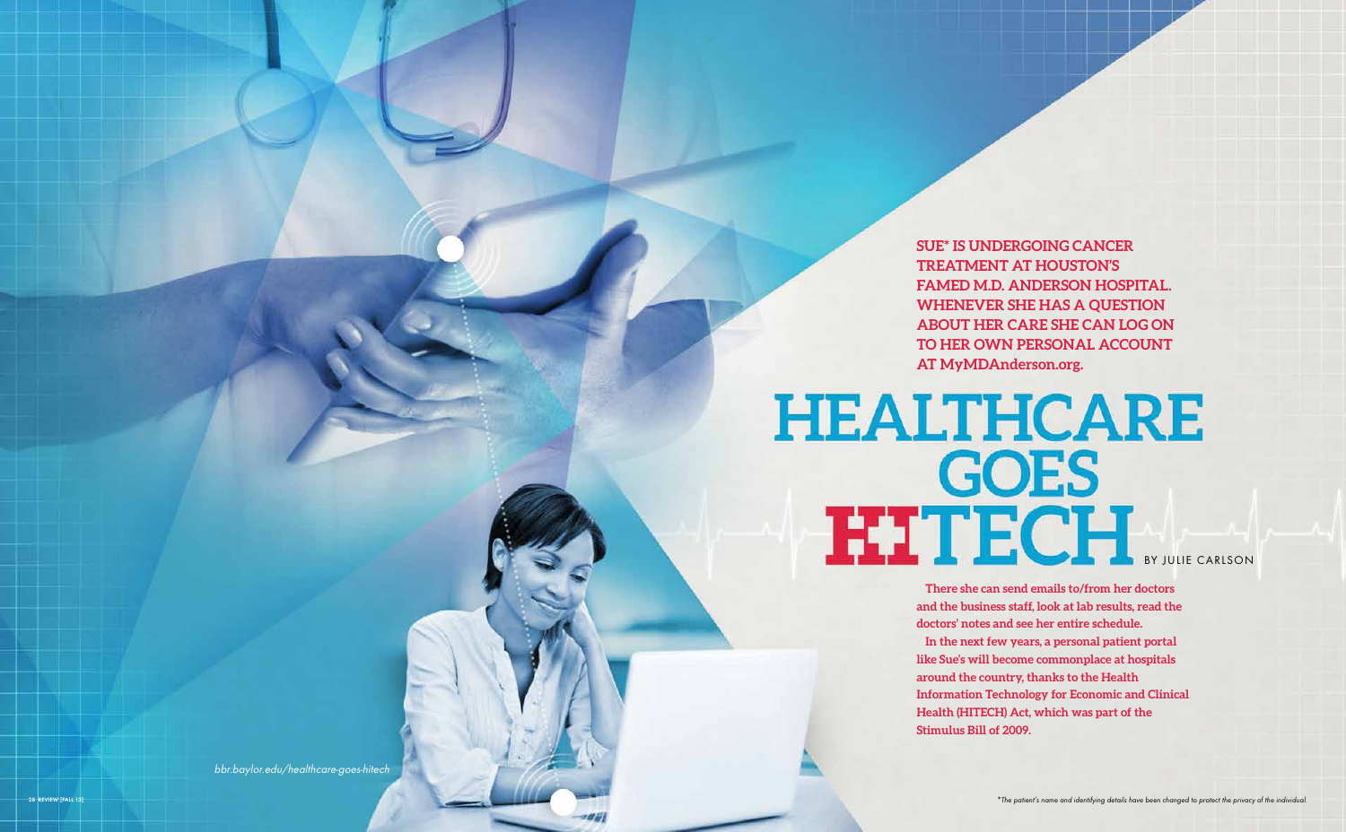**SUE* IS UNDERGOING CANCER TREATMENT AT HOUSTON'S FAMED M.D. ANDERSON HOSPITAL. WHENEVER SHE HAS A QUESTION ABOUT HER CARE SHE CAN LOG ON TO HER OWN PERSONAL ACCOUNT AT MyMDAnderson.org.**

# HEALTHCARE GOES HITECH

BY JULIE CARLSON

**There she can send emails to/from her doctors and the business staff, look at lab results, read the doctors' notes and see her entire schedule.**

**In the next few years, a personal patient portal like Sue's will become commonplace at hospitals around the country, thanks to the Health Information Technology for Economic and Clinical Health (HITECH) Act, which was part of the Stimulus Bill of 2009.**

*bbr.baylor.edu/healthcare-goes-hitech*

**The patient's name and identifying details have been changed to protect the privacy of the individual.*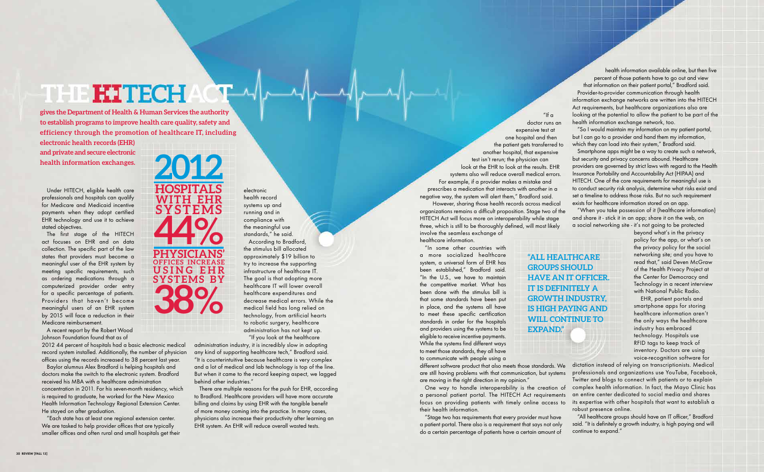# THE HITECH ACT

**gives the Department of Health & Human Services the authority to establish programs to improve health care quality, safety and efficiency through the promotion of healthcare IT, including electronic health records (EHR) and private and secure electronic health information exchanges.**

**2012**
**HOSPITALS WITH EHR SYSTEMS**
**44%**
**PHYSICIANS' OFFICES INCREASE USING EHR SYSTEMS BY**
**38%**

Under HITECH, eligible health care professionals and hospitals can qualify for Medicare and Medicaid incentive payments when they adopt certified EHR technology and use it to achieve stated objectives.

The first stage of the HITECH act focuses on EHR and on data collection. The specific part of the law states that providers must become a meaningful user of the EHR system by meeting specific requirements, such as ordering medications through a computerized provider order entry for a specific percentage of patients. Providers that haven't become meaningful users of an EHR system by 2015 will face a reduction in their Medicare reimbursement.

A recent report by the Robert Wood Johnson Foundation found that as of 2012 44 percent of hospitals had a basic electronic medical record system installed. Additionally, the number of physician offices using the records increased to 38 percent last year.

Baylor alumnus Alex Bradford is helping hospitals and doctors make the switch to the electronic system. Bradford received his MBA with a healthcare administration concentration in 2011. For his seven-month residency, which is required to graduate, he worked for the New Mexico Health Information Technology Regional Extension Center. He stayed on after graduation.

"Each state has at least one regional extension center. We are tasked to help provider offices that are typically smaller offices and often rural and small hospitals get their electronic health record systems up and running and in compliance with the meaningful use standards," he said.

According to Bradford, the stimulus bill allocated approximately $19 billion to try to increase the supporting infrastructure of healthcare IT. The goal is that adopting more healthcare IT will lower overall healthcare expenditures and decrease medical errors. While the medical field has long relied on technology, from artificial hearts to robotic surgery, healthcare administration has not kept up.

"If you look at the healthcare administration industry, it is incredibly slow in adopting any kind of supporting healthcare tech," Bradford said. "It is counterintuitive because healthcare is very complex and a lot of medical and lab technology is top of the line. But when it came to the record keeping aspect, we lagged behind other industries."

There are multiple reasons for the push for EHR, according to Bradford. Healthcare providers will have more accurate billing and claims by using EHR with the tangible benefit of more money coming into the practice. In many cases, physicians also increase their productivity after learning an EHR system. An EHR will reduce overall wasted tests.

"If a doctor runs an expensive test at one hospital and then the patient gets transferred to another hospital, that expensive test isn't rerun; the physician can look at the EHR to look at the results. EHR systems also will reduce overall medical errors. For example, if a provider makes a mistake and prescribes a medication that interacts with another in a negative way, the system will alert them," Bradford said.

However, sharing those health records across medical organizations remains a difficult proposition. Stage two of the HITECH Act will focus more on interoperability while stage three, which is still to be thoroughly defined, will most likely involve the seamless exchange of healthcare information.

"In some other countries with a more socialized healthcare system, a universal form of EHR has been established," Bradford said. "In the U.S., we have to maintain the competitive market. What has been done with the stimulus bill is that some standards have been put in place, and the systems all have to meet these specific certification standards in order for the hospitals and providers using the systems to be eligible to receive incentive payments. While the systems find different ways to meet those standards, they all have to communicate with people using a different software product that also meets those standards. We are still having problems with that communication, but systems are moving in the right direction in my opinion."

**"ALL HEALTHCARE GROUPS SHOULD HAVE AN IT OFFICER. IT IS DEFINITELY A GROWTH INDUSTRY, IS HIGH PAYING AND WILL CONTINUE TO EXPAND."**

One way to handle interoperability is the creation of a personal patient portal. The HITECH Act requirements focus on providing patients with timely online access to their health information.

"Stage two has requirements that every provider must have a patient portal. There also is a requirement that says not only do a certain percentage of patients have a certain amount of health information available online, but then five percent of those patients have to go out and view that information on their patient portal," Bradford said.

Provider-to-provider communication through health information exchange networks are written into the HITECH Act requirements, but healthcare organizations also are looking at the potential to allow the patient to be part of the health information exchange network, too.

"So I would maintain my information on my patient portal, but I can go to a provider and hand them my information, which they can load into their system," Bradford said.

Smartphone apps might be a way to create such a network, but security and privacy concerns abound. Healthcare providers are governed by strict laws with regard to the Health Insurance Portability and Accountability Act (HIPAA) and HITECH. One of the core requirements for meaningful use is to conduct security risk analysis, determine what risks exist and set a timeline to address those risks. But no such requirement exists for healthcare information stored on an app.

"When you take possession of it (healthcare information) and share it - stick it in an app; share it on the web, on a social networking site - it's not going to be protected beyond what's in the privacy policy for the app, or what's on the privacy policy for the social networking site; and you have to read that," said Deven McGraw of the Health Privacy Project at the Center for Democracy and Technology in a recent interview with National Public Radio.

EHR, patient portals and smartphone apps for storing healthcare information aren't the only ways the healthcare industry has embraced technology. Hospitals use RFID tags to keep track of inventory. Doctors are using voice-recognition software for dictation instead of relying on transcriptionists. Medical professionals and organizations use YouTube, Facebook, Twitter and blogs to connect with patients or to explain complex health information. In fact, the Mayo Clinic has an entire center dedicated to social media and shares its expertise with other hospitals that want to establish a robust presence online.

"All healthcare groups should have an IT officer," Bradford said. "It is definitely a growth industry, is high paying and will continue to expand."